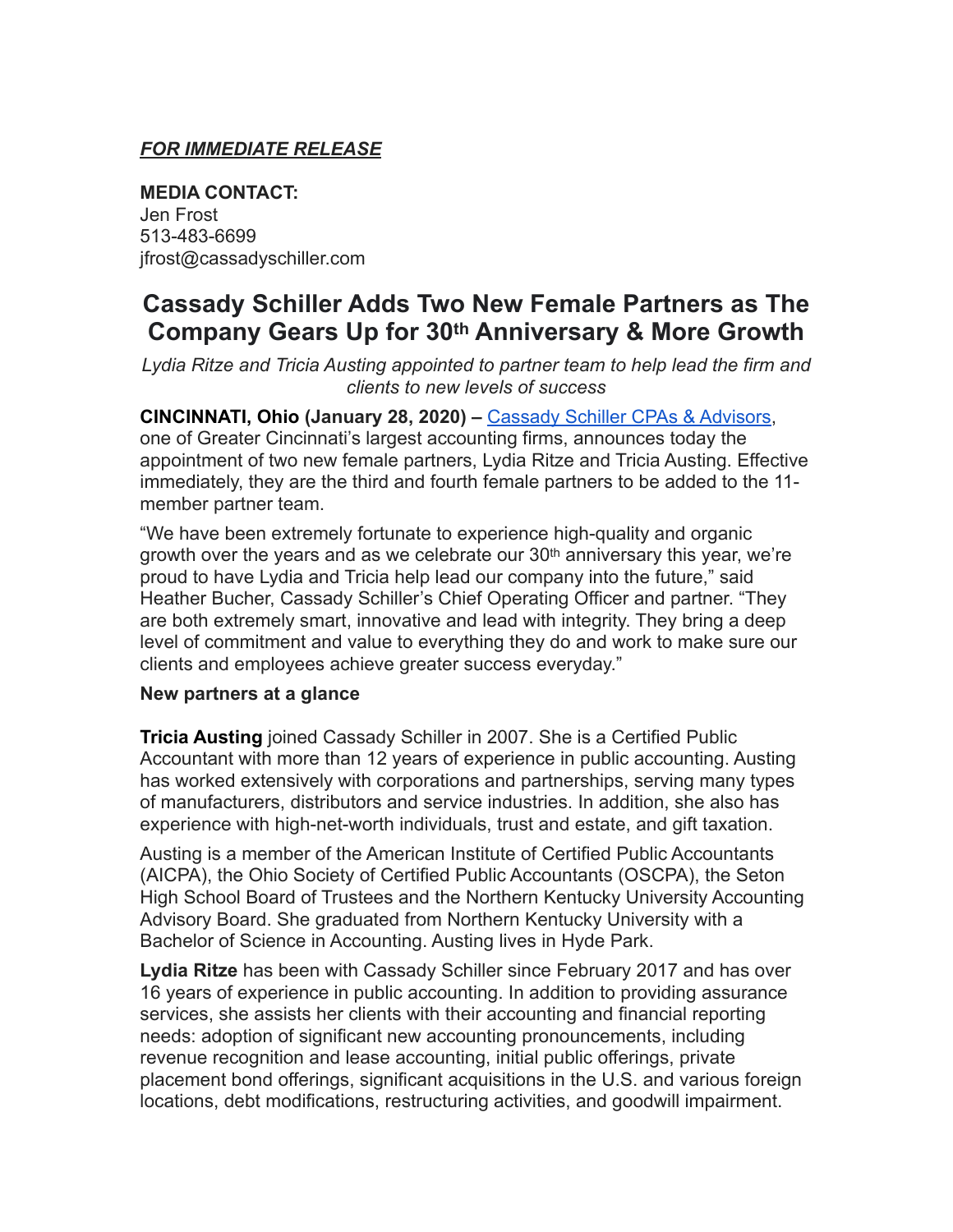***FOR IMMEDIATE RELEASE***

**MEDIA CONTACT:**
Jen Frost
513-483-6699
jfrost@cassadyschiller.com

# Cassady Schiller Adds Two New Female Partners as The Company Gears Up for 30th Anniversary & More Growth

*Lydia Ritze and Tricia Austing appointed to partner team to help lead the firm and clients to new levels of success*

**CINCINNATI, Ohio (January 28, 2020) –** [Cassady Schiller CPAs & Advisors](), one of Greater Cincinnati's largest accounting firms, announces today the appointment of two new female partners, Lydia Ritze and Tricia Austing. Effective immediately, they are the third and fourth female partners to be added to the 11-member partner team.

"We have been extremely fortunate to experience high-quality and organic growth over the years and as we celebrate our 30th anniversary this year, we're proud to have Lydia and Tricia help lead our company into the future," said Heather Bucher, Cassady Schiller's Chief Operating Officer and partner. "They are both extremely smart, innovative and lead with integrity. They bring a deep level of commitment and value to everything they do and work to make sure our clients and employees achieve greater success everyday."

**New partners at a glance**

**Tricia Austing** joined Cassady Schiller in 2007. She is a Certified Public Accountant with more than 12 years of experience in public accounting. Austing has worked extensively with corporations and partnerships, serving many types of manufacturers, distributors and service industries. In addition, she also has experience with high-net-worth individuals, trust and estate, and gift taxation.

Austing is a member of the American Institute of Certified Public Accountants (AICPA), the Ohio Society of Certified Public Accountants (OSCPA), the Seton High School Board of Trustees and the Northern Kentucky University Accounting Advisory Board. She graduated from Northern Kentucky University with a Bachelor of Science in Accounting. Austing lives in Hyde Park.

**Lydia Ritze** has been with Cassady Schiller since February 2017 and has over 16 years of experience in public accounting. In addition to providing assurance services, she assists her clients with their accounting and financial reporting needs: adoption of significant new accounting pronouncements, including revenue recognition and lease accounting, initial public offerings, private placement bond offerings, significant acquisitions in the U.S. and various foreign locations, debt modifications, restructuring activities, and goodwill impairment.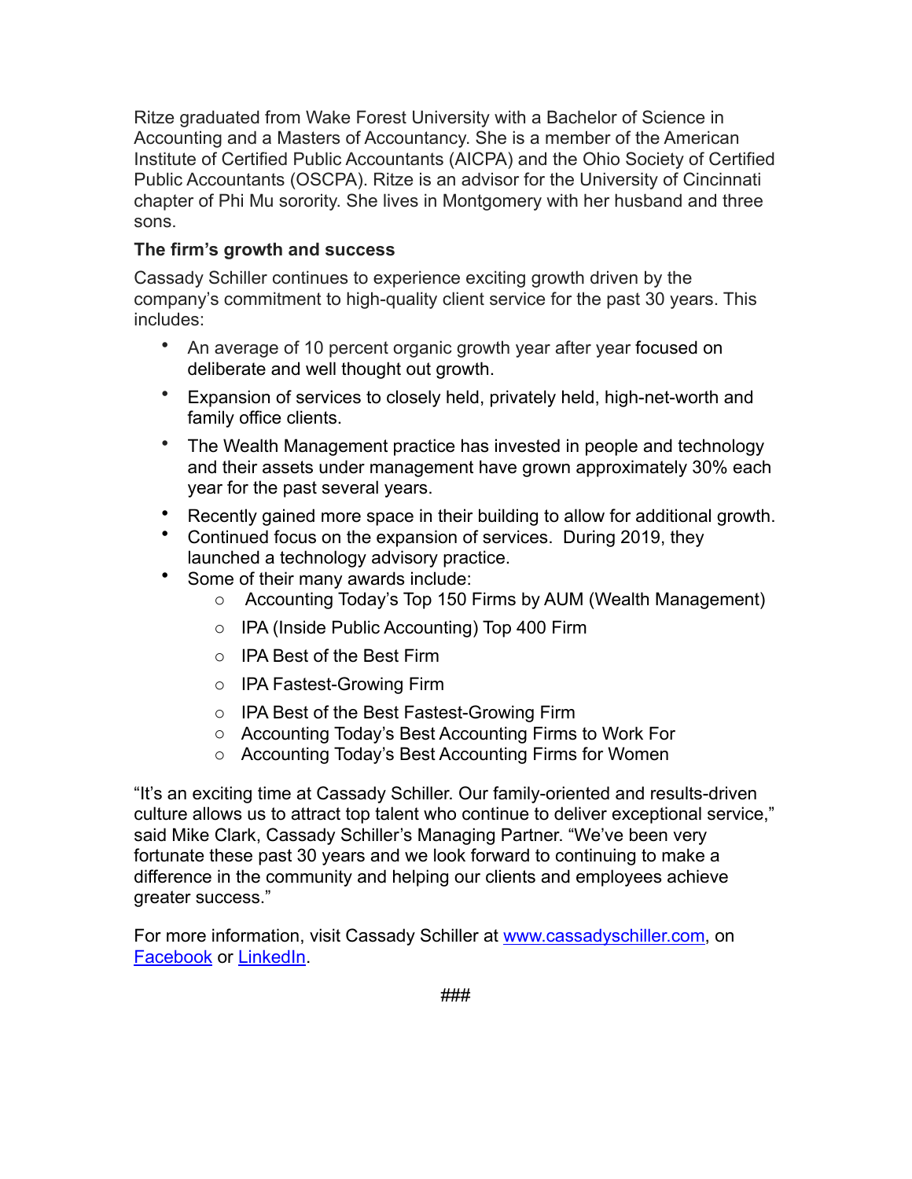Ritze graduated from Wake Forest University with a Bachelor of Science in Accounting and a Masters of Accountancy. She is a member of the American Institute of Certified Public Accountants (AICPA) and the Ohio Society of Certified Public Accountants (OSCPA). Ritze is an advisor for the University of Cincinnati chapter of Phi Mu sorority. She lives in Montgomery with her husband and three sons.

**The firm's growth and success**

Cassady Schiller continues to experience exciting growth driven by the company's commitment to high-quality client service for the past 30 years. This includes:

- An average of 10 percent organic growth year after year focused on deliberate and well thought out growth.
- Expansion of services to closely held, privately held, high-net-worth and family office clients.
- The Wealth Management practice has invested in people and technology and their assets under management have grown approximately 30% each year for the past several years.
- Recently gained more space in their building to allow for additional growth.
- Continued focus on the expansion of services. During 2019, they launched a technology advisory practice.
- Some of their many awards include:
  - Accounting Today's Top 150 Firms by AUM (Wealth Management)
  - IPA (Inside Public Accounting) Top 400 Firm
  - IPA Best of the Best Firm
  - IPA Fastest-Growing Firm
  - IPA Best of the Best Fastest-Growing Firm
  - Accounting Today's Best Accounting Firms to Work For
  - Accounting Today's Best Accounting Firms for Women

"It's an exciting time at Cassady Schiller. Our family-oriented and results-driven culture allows us to attract top talent who continue to deliver exceptional service," said Mike Clark, Cassady Schiller's Managing Partner. "We've been very fortunate these past 30 years and we look forward to continuing to make a difference in the community and helping our clients and employees achieve greater success."

For more information, visit Cassady Schiller at [www.cassadyschiller.com](http://www.cassadyschiller.com), on Facebook or LinkedIn.

###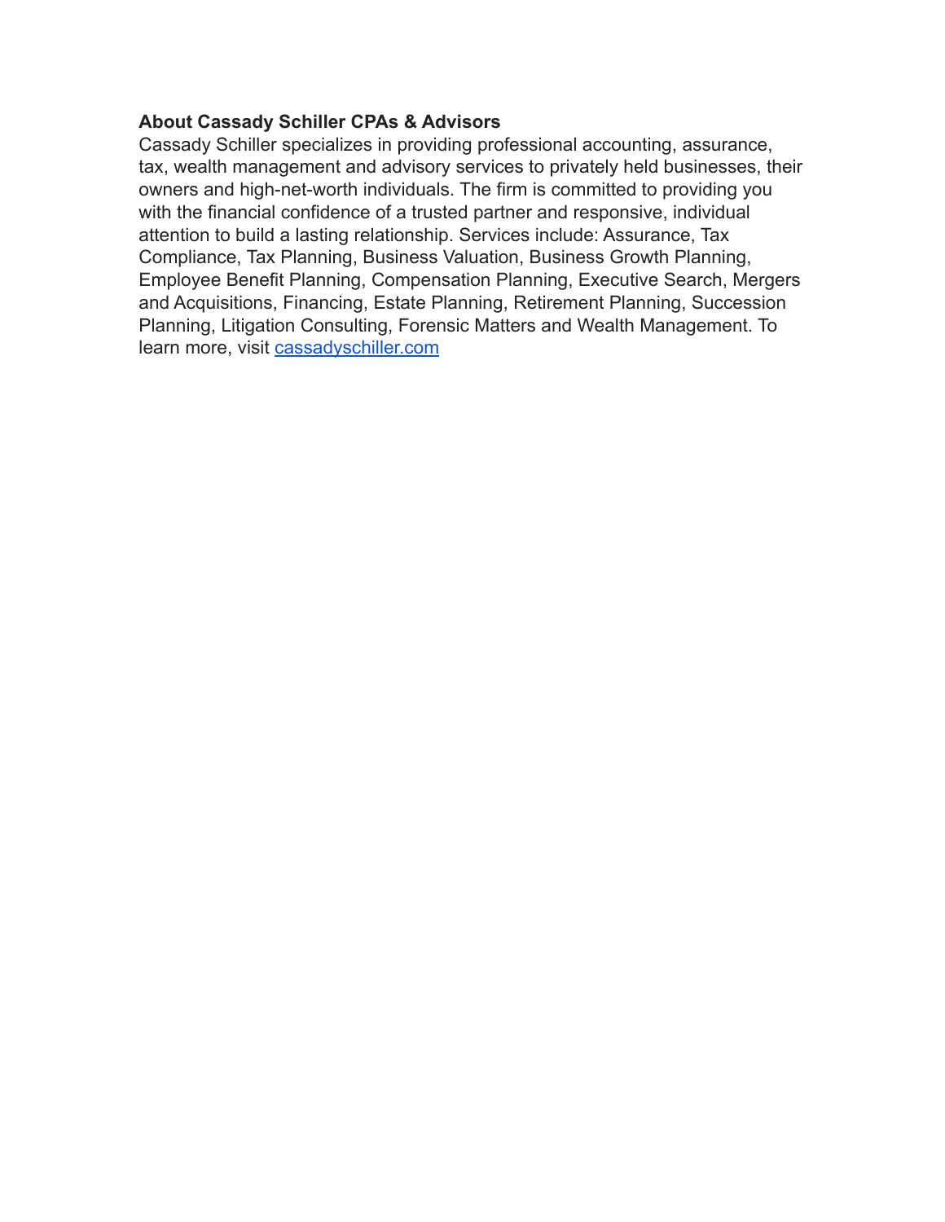**About Cassady Schiller CPAs & Advisors**

Cassady Schiller specializes in providing professional accounting, assurance, tax, wealth management and advisory services to privately held businesses, their owners and high-net-worth individuals. The firm is committed to providing you with the financial confidence of a trusted partner and responsive, individual attention to build a lasting relationship. Services include: Assurance, Tax Compliance, Tax Planning, Business Valuation, Business Growth Planning, Employee Benefit Planning, Compensation Planning, Executive Search, Mergers and Acquisitions, Financing, Estate Planning, Retirement Planning, Succession Planning, Litigation Consulting, Forensic Matters and Wealth Management. To learn more, visit [cassadyschiller.com](http://cassadyschiller.com)